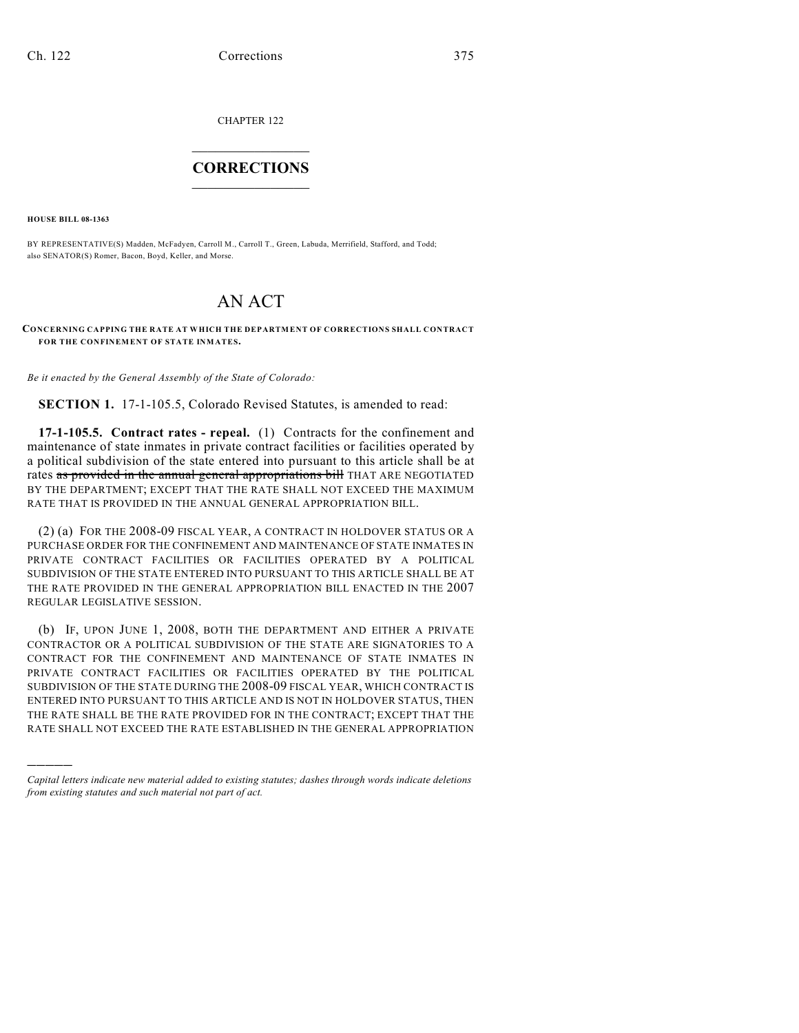CHAPTER 122

# CORRECTIONS

**HOUSE BILL 08-1363**

BY REPRESENTATIVE(S) Madden, McFadyen, Carroll M., Carroll T., Green, Labuda, Merrifield, Stafford, and Todd; also SENATOR(S) Romer, Bacon, Boyd, Keller, and Morse.

# AN ACT

**CONCERNING CAPPING THE RATE AT WHICH THE DEPARTMENT OF CORRECTIONS SHALL CONTRACT FOR THE CONFINEMENT OF STATE INMATES.**

*Be it enacted by the General Assembly of the State of Colorado:*

**SECTION 1.** 17-1-105.5, Colorado Revised Statutes, is amended to read:

**17-1-105.5. Contract rates - repeal.** (1) Contracts for the confinement and maintenance of state inmates in private contract facilities or facilities operated by a political subdivision of the state entered into pursuant to this article shall be at rates ~~as provided in the annual general appropriations bill~~ THAT ARE NEGOTIATED BY THE DEPARTMENT; EXCEPT THAT THE RATE SHALL NOT EXCEED THE MAXIMUM RATE THAT IS PROVIDED IN THE ANNUAL GENERAL APPROPRIATION BILL.

(2) (a) FOR THE 2008-09 FISCAL YEAR, A CONTRACT IN HOLDOVER STATUS OR A PURCHASE ORDER FOR THE CONFINEMENT AND MAINTENANCE OF STATE INMATES IN PRIVATE CONTRACT FACILITIES OR FACILITIES OPERATED BY A POLITICAL SUBDIVISION OF THE STATE ENTERED INTO PURSUANT TO THIS ARTICLE SHALL BE AT THE RATE PROVIDED IN THE GENERAL APPROPRIATION BILL ENACTED IN THE 2007 REGULAR LEGISLATIVE SESSION.

(b) IF, UPON JUNE 1, 2008, BOTH THE DEPARTMENT AND EITHER A PRIVATE CONTRACTOR OR A POLITICAL SUBDIVISION OF THE STATE ARE SIGNATORIES TO A CONTRACT FOR THE CONFINEMENT AND MAINTENANCE OF STATE INMATES IN PRIVATE CONTRACT FACILITIES OR FACILITIES OPERATED BY THE POLITICAL SUBDIVISION OF THE STATE DURING THE 2008-09 FISCAL YEAR, WHICH CONTRACT IS ENTERED INTO PURSUANT TO THIS ARTICLE AND IS NOT IN HOLDOVER STATUS, THEN THE RATE SHALL BE THE RATE PROVIDED FOR IN THE CONTRACT; EXCEPT THAT THE RATE SHALL NOT EXCEED THE RATE ESTABLISHED IN THE GENERAL APPROPRIATION

---

*Capital letters indicate new material added to existing statutes; dashes through words indicate deletions from existing statutes and such material not part of act.*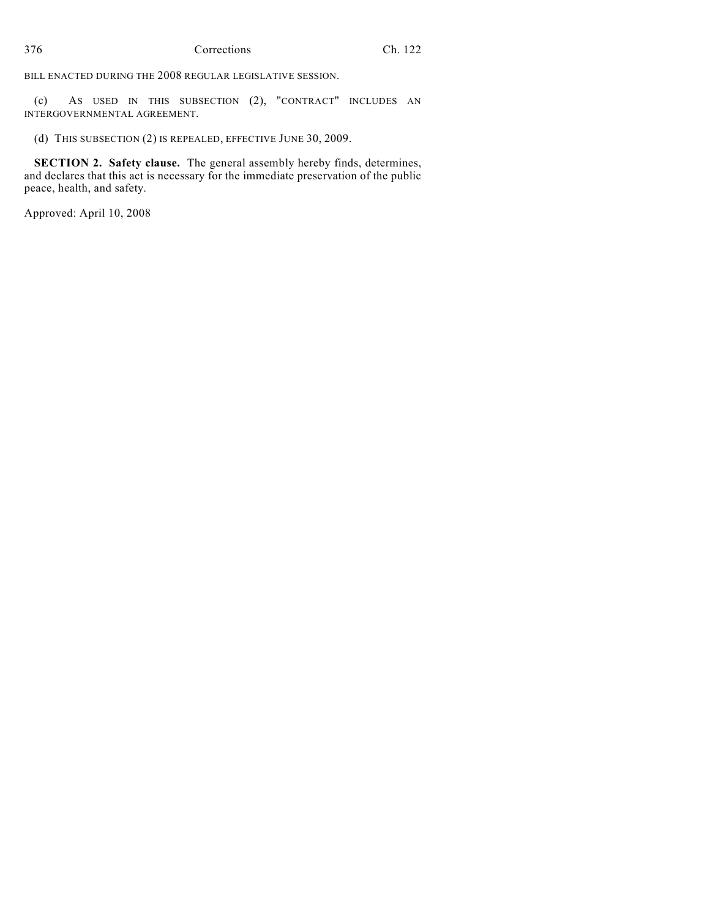BILL ENACTED DURING THE 2008 REGULAR LEGISLATIVE SESSION.

(c) AS USED IN THIS SUBSECTION (2), "CONTRACT" INCLUDES AN INTERGOVERNMENTAL AGREEMENT.

(d) THIS SUBSECTION (2) IS REPEALED, EFFECTIVE JUNE 30, 2009.

**SECTION 2. Safety clause.** The general assembly hereby finds, determines, and declares that this act is necessary for the immediate preservation of the public peace, health, and safety.

Approved: April 10, 2008